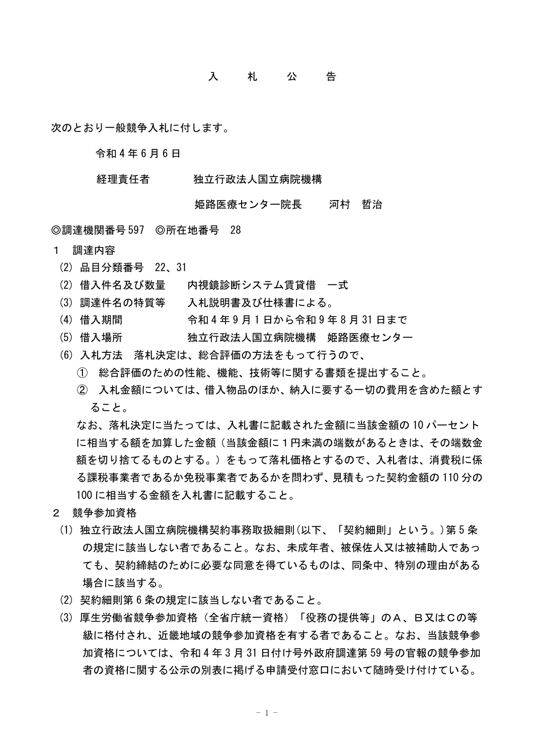# 入　札　公　告

次のとおり一般競争入札に付します。

令和４年６月６日

経理責任者　　独立行政法人国立病院機構

姫路医療センター院長　　河村　哲治

◎調達機関番号 597　◎所在地番号　28

１　調達内容

(2) 品目分類番号　22、31

(2) 借入件名及び数量　　内視鏡診断システム賃貸借　一式

(3) 調達件名の特質等　　入札説明書及び仕様書による。

(4) 借入期間　　　　　　令和４年９月１日から令和９年８月 31 日まで

(5) 借入場所　　　　　　独立行政法人国立病院機構　姫路医療センター

(6) 入札方法　落札決定は、総合評価の方法をもって行うので、

① 総合評価のための性能、機能、技術等に関する書類を提出すること。

② 入札金額については、借入物品のほか、納入に要する一切の費用を含めた額とすること。

なお、落札決定に当たっては、入札書に記載された金額に当該金額の 10 パーセントに相当する額を加算した金額（当該金額に１円未満の端数があるときは、その端数金額を切り捨てるものとする。）をもって落札価格とするので、入札者は、消費税に係る課税事業者であるか免税事業者であるかを問わず、見積もった契約金額の 110 分の 100 に相当する金額を入札書に記載すること。

２　競争参加資格

(1) 独立行政法人国立病院機構契約事務取扱細則（以下、「契約細則」という。）第５条の規定に該当しない者であること。なお、未成年者、被保佐人又は被補助人であっても、契約締結のために必要な同意を得ているものは、同条中、特別の理由がある場合に該当する。

(2) 契約細則第６条の規定に該当しない者であること。

(3) 厚生労働省競争参加資格（全省庁統一資格）「役務の提供等」のＡ、Ｂ又はＣの等級に格付され、近畿地域の競争参加資格を有する者であること。なお、当該競争参加資格については、令和４年３月 31 日付け号外政府調達第 59 号の官報の競争参加者の資格に関する公示の別表に掲げる申請受付窓口において随時受け付けている。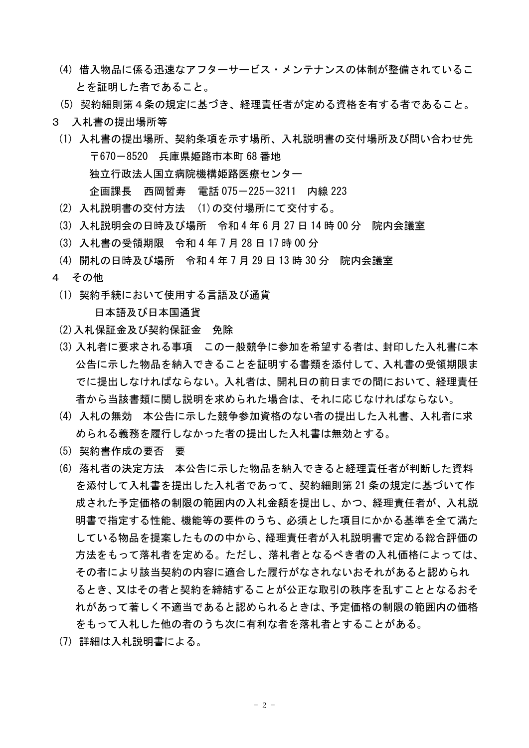(4) 借入物品に係る迅速なアフターサービス・メンテナンスの体制が整備されていることを証明した者であること。

(5) 契約細則第４条の規定に基づき、経理責任者が定める資格を有する者であること。

３　入札書の提出場所等

(1) 入札書の提出場所、契約条項を示す場所、入札説明書の交付場所及び問い合わせ先

〒670－8520　兵庫県姫路市本町 68 番地

独立行政法人国立病院機構姫路医療センター

企画課長　西岡哲寿　電話 075－225－3211　内線 223

(2) 入札説明書の交付方法　(1)の交付場所にて交付する。

(3) 入札説明会の日時及び場所　令和 4 年 6 月 27 日 14 時 00 分　院内会議室

(3) 入札書の受領期限　令和 4 年 7 月 28 日 17 時 00 分

(4) 開札の日時及び場所　令和 4 年 7 月 29 日 13 時 30 分　院内会議室

４　その他

(1) 契約手続において使用する言語及び通貨

日本語及び日本国通貨

(2) 入札保証金及び契約保証金　免除

(3) 入札者に要求される事項　この一般競争に参加を希望する者は、封印した入札書に本公告に示した物品を納入できることを証明する書類を添付して、入札書の受領期限までに提出しなければならない。入札者は、開札日の前日までの間において、経理責任者から当該書類に関し説明を求められた場合は、それに応じなければならない。

(4) 入札の無効　本公告に示した競争参加資格のない者の提出した入札書、入札者に求められる義務を履行しなかった者の提出した入札書は無効とする。

(5) 契約書作成の要否　要

(6) 落札者の決定方法　本公告に示した物品を納入できると経理責任者が判断した資料を添付して入札書を提出した入札者であって、契約細則第 21 条の規定に基づいて作成された予定価格の制限の範囲内の入札金額を提出し、かつ、経理責任者が、入札説明書で指定する性能、機能等の要件のうち、必須とした項目にかかる基準を全て満たしている物品を提案したものの中から、経理責任者が入札説明書で定める総合評価の方法をもって落札者を定める。ただし、落札者となるべき者の入札価格によっては、その者により該当契約の内容に適合した履行がなされないおそれがあると認められるとき、又はその者と契約を締結することが公正な取引の秩序を乱すこととなるおそれがあって著しく不適当であると認められるときは、予定価格の制限の範囲内の価格をもって入札した他の者のうち次に有利な者を落札者とすることがある。

(7) 詳細は入札説明書による。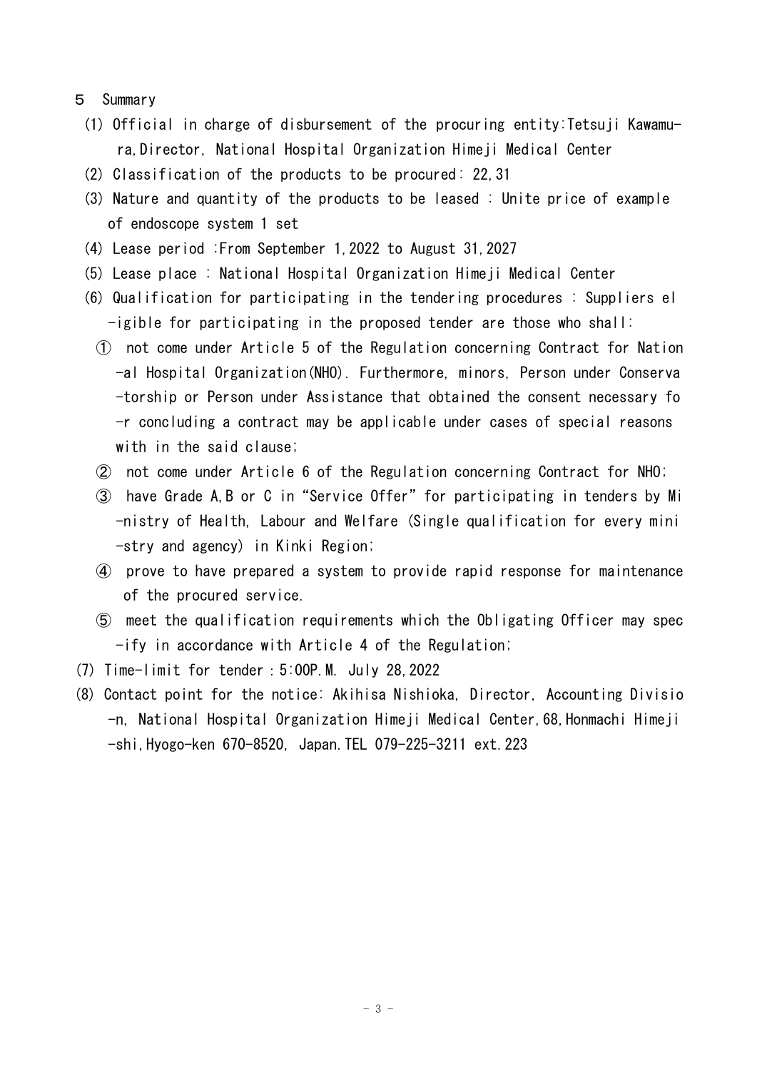５　Summary

(1) Official in charge of disbursement of the procuring entity:Tetsuji Kawamura,Director, National Hospital Organization Himeji Medical Center

(2) Classification of the products to be procured: 22,31

(3) Nature and quantity of the products to be leased : Unite price of example of endoscope system 1 set

(4) Lease period :From September 1,2022 to August 31,2027

(5) Lease place : National Hospital Organization Himeji Medical Center

(6) Qualification for participating in the tendering procedures : Suppliers eligible for participating in the proposed tender are those who shall:

① not come under Article 5 of the Regulation concerning Contract for National Hospital Organization(NHO). Furthermore, minors, Person under Conservatorship or Person under Assistance that obtained the consent necessary for concluding a contract may be applicable under cases of special reasons with in the said clause;

② not come under Article 6 of the Regulation concerning Contract for NHO;

③ have Grade A,B or C in "Service Offer" for participating in tenders by Ministry of Health, Labour and Welfare (Single qualification for every ministry and agency) in Kinki Region;

④ prove to have prepared a system to provide rapid response for maintenance of the procured service.

⑤ meet the qualification requirements which the Obligating Officer may specify in accordance with Article 4 of the Regulation;

(7) Time-limit for tender：5:00P.M. July 28,2022

(8) Contact point for the notice: Akihisa Nishioka, Director, Accounting Division, National Hospital Organization Himeji Medical Center,68,Honmachi Himeji-shi,Hyogo-ken 670-8520, Japan.TEL 079-225-3211 ext.223